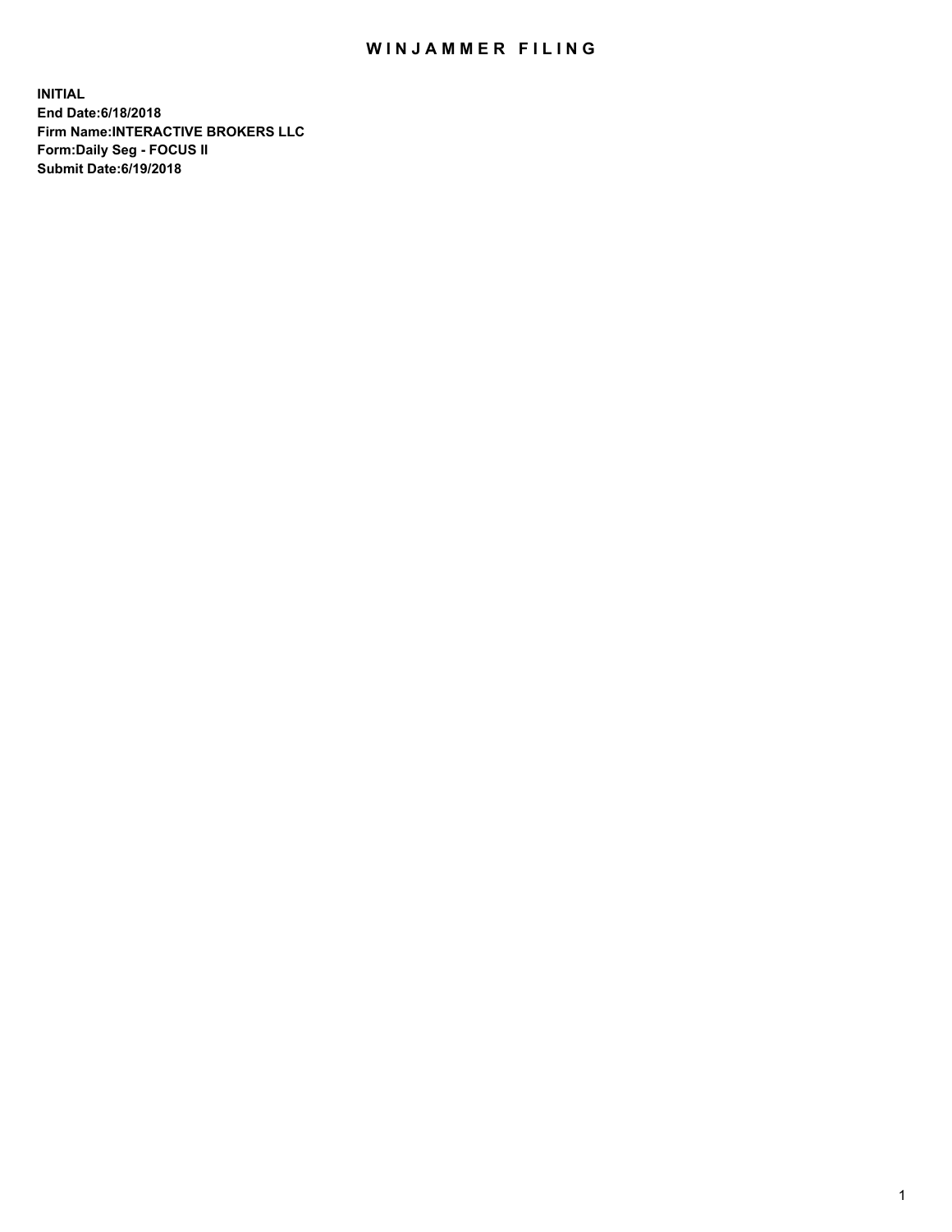# WINJAMMER FILING

**INITIAL**
**End Date:6/18/2018**
**Firm Name:INTERACTIVE BROKERS LLC**
**Form:Daily Seg - FOCUS II**
**Submit Date:6/19/2018**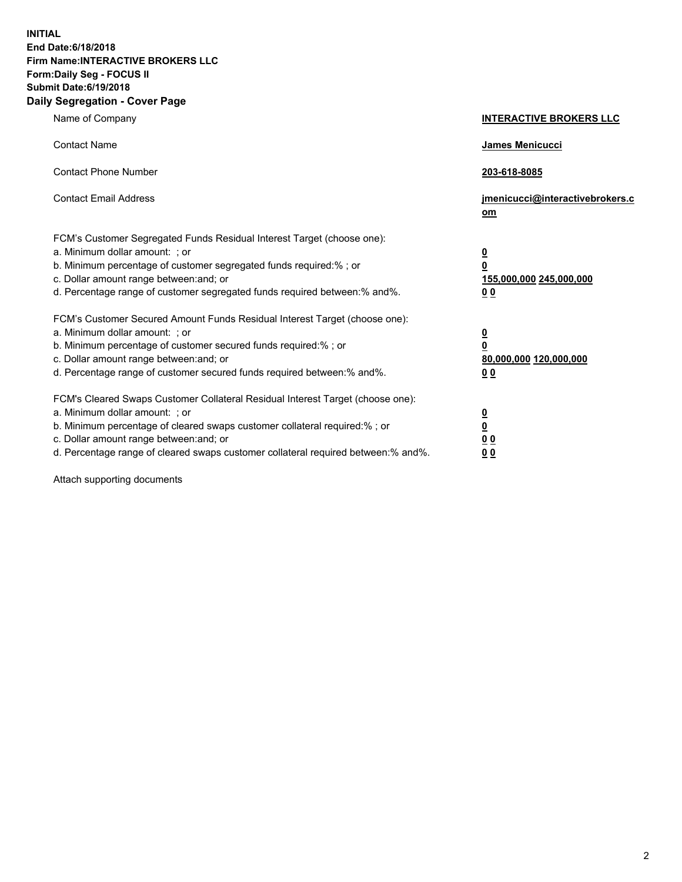**INITIAL**
**End Date:6/18/2018**
**Firm Name:INTERACTIVE BROKERS LLC**
**Form:Daily Seg - FOCUS II**
**Submit Date:6/19/2018**
**Daily Segregation - Cover Page**

| | |
|---|---|
| Name of Company | **INTERACTIVE BROKERS LLC** |
| Contact Name | **James Menicucci** |
| Contact Phone Number | **203-618-8085** |
| Contact Email Address | **jmenicucci@interactivebrokers.com** |
| FCM's Customer Segregated Funds Residual Interest Target (choose one): | |
| a. Minimum dollar amount: ; or | **0** |
| b. Minimum percentage of customer segregated funds required:% ; or | **0** |
| c. Dollar amount range between:and; or | **155,000,000 245,000,000** |
| d. Percentage range of customer segregated funds required between:% and%. | **0 0** |
| FCM's Customer Secured Amount Funds Residual Interest Target (choose one): | |
| a. Minimum dollar amount: ; or | **0** |
| b. Minimum percentage of customer secured funds required:% ; or | **0** |
| c. Dollar amount range between:and; or | **80,000,000 120,000,000** |
| d. Percentage range of customer secured funds required between:% and%. | **0 0** |
| FCM's Cleared Swaps Customer Collateral Residual Interest Target (choose one): | |
| a. Minimum dollar amount: ; or | **0** |
| b. Minimum percentage of cleared swaps customer collateral required:% ; or | **0** |
| c. Dollar amount range between:and; or | **0 0** |
| d. Percentage range of cleared swaps customer collateral required between:% and%. | **0 0** |

Attach supporting documents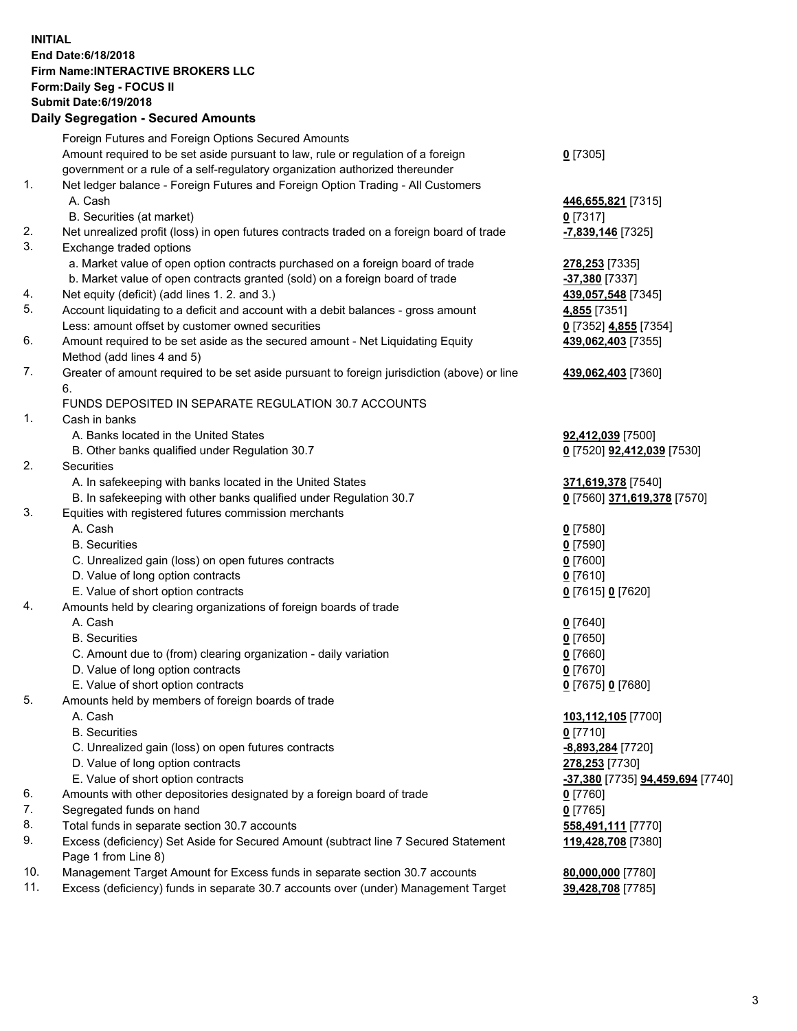**INITIAL**
**End Date:6/18/2018**
**Firm Name:INTERACTIVE BROKERS LLC**
**Form:Daily Seg - FOCUS II**
**Submit Date:6/19/2018**

## Daily Segregation - Secured Amounts

| | | |
|---|---|---|
| | Foreign Futures and Foreign Options Secured Amounts | |
| | Amount required to be set aside pursuant to law, rule or regulation of a foreign government or a rule of a self-regulatory organization authorized thereunder | **0** [7305] |
| 1. | Net ledger balance - Foreign Futures and Foreign Option Trading - All Customers | |
| | A. Cash | **446,655,821** [7315] |
| | B. Securities (at market) | **0** [7317] |
| 2. | Net unrealized profit (loss) in open futures contracts traded on a foreign board of trade | **-7,839,146** [7325] |
| 3. | Exchange traded options | |
| | a. Market value of open option contracts purchased on a foreign board of trade | **278,253** [7335] |
| | b. Market value of open contracts granted (sold) on a foreign board of trade | **-37,380** [7337] |
| 4. | Net equity (deficit) (add lines 1. 2. and 3.) | **439,057,548** [7345] |
| 5. | Account liquidating to a deficit and account with a debit balances - gross amount | **4,855** [7351] |
| | Less: amount offset by customer owned securities | **0** [7352] **4,855** [7354] |
| 6. | Amount required to be set aside as the secured amount - Net Liquidating Equity Method (add lines 4 and 5) | **439,062,403** [7355] |
| 7. | Greater of amount required to be set aside pursuant to foreign jurisdiction (above) or line 6. | **439,062,403** [7360] |
| | FUNDS DEPOSITED IN SEPARATE REGULATION 30.7 ACCOUNTS | |
| 1. | Cash in banks | |
| | A. Banks located in the United States | **92,412,039** [7500] |
| | B. Other banks qualified under Regulation 30.7 | **0** [7520] **92,412,039** [7530] |
| 2. | Securities | |
| | A. In safekeeping with banks located in the United States | **371,619,378** [7540] |
| | B. In safekeeping with other banks qualified under Regulation 30.7 | **0** [7560] **371,619,378** [7570] |
| 3. | Equities with registered futures commission merchants | |
| | A. Cash | **0** [7580] |
| | B. Securities | **0** [7590] |
| | C. Unrealized gain (loss) on open futures contracts | **0** [7600] |
| | D. Value of long option contracts | **0** [7610] |
| | E. Value of short option contracts | **0** [7615] **0** [7620] |
| 4. | Amounts held by clearing organizations of foreign boards of trade | |
| | A. Cash | **0** [7640] |
| | B. Securities | **0** [7650] |
| | C. Amount due to (from) clearing organization - daily variation | **0** [7660] |
| | D. Value of long option contracts | **0** [7670] |
| | E. Value of short option contracts | **0** [7675] **0** [7680] |
| 5. | Amounts held by members of foreign boards of trade | |
| | A. Cash | **103,112,105** [7700] |
| | B. Securities | **0** [7710] |
| | C. Unrealized gain (loss) on open futures contracts | **-8,893,284** [7720] |
| | D. Value of long option contracts | **278,253** [7730] |
| | E. Value of short option contracts | **-37,380** [7735] **94,459,694** [7740] |
| 6. | Amounts with other depositories designated by a foreign board of trade | **0** [7760] |
| 7. | Segregated funds on hand | **0** [7765] |
| 8. | Total funds in separate section 30.7 accounts | **558,491,111** [7770] |
| 9. | Excess (deficiency) Set Aside for Secured Amount (subtract line 7 Secured Statement Page 1 from Line 8) | **119,428,708** [7380] |
| 10. | Management Target Amount for Excess funds in separate section 30.7 accounts | **80,000,000** [7780] |
| 11. | Excess (deficiency) funds in separate 30.7 accounts over (under) Management Target | **39,428,708** [7785] |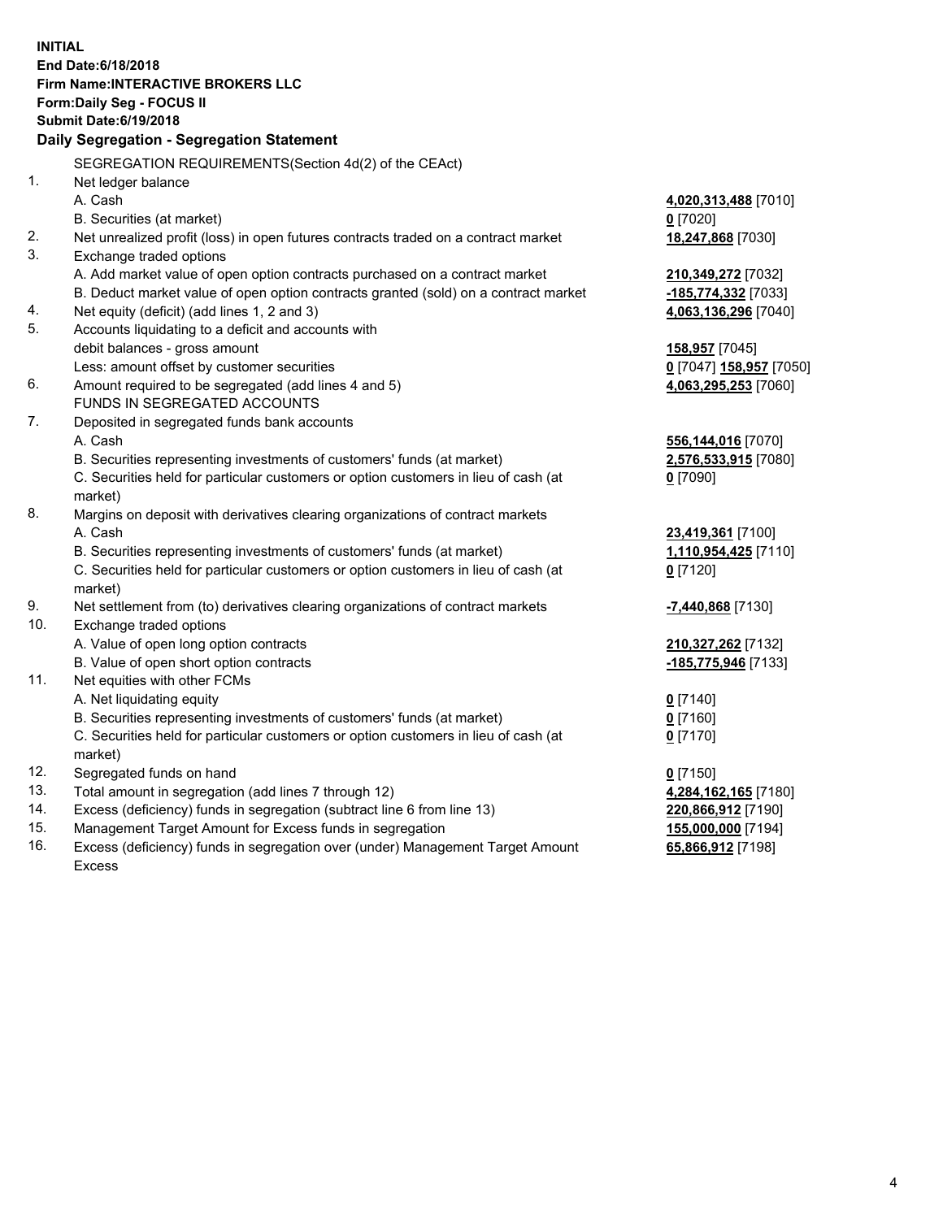**INITIAL**
**End Date:6/18/2018**
**Firm Name:INTERACTIVE BROKERS LLC**
**Form:Daily Seg - FOCUS II**
**Submit Date:6/19/2018**

**Daily Segregation - Segregation Statement**

SEGREGATION REQUIREMENTS(Section 4d(2) of the CEAct)

| | | |
|---|---|---|
| 1. | Net ledger balance | |
| | A. Cash | **4,020,313,488** [7010] |
| | B. Securities (at market) | **0** [7020] |
| 2. | Net unrealized profit (loss) in open futures contracts traded on a contract market | **18,247,868** [7030] |
| 3. | Exchange traded options | |
| | A. Add market value of open option contracts purchased on a contract market | **210,349,272** [7032] |
| | B. Deduct market value of open option contracts granted (sold) on a contract market | **-185,774,332** [7033] |
| 4. | Net equity (deficit) (add lines 1, 2 and 3) | **4,063,136,296** [7040] |
| 5. | Accounts liquidating to a deficit and accounts with | |
| | debit balances - gross amount | **158,957** [7045] |
| | Less: amount offset by customer securities | **0** [7047] **158,957** [7050] |
| 6. | Amount required to be segregated (add lines 4 and 5) | **4,063,295,253** [7060] |
| | FUNDS IN SEGREGATED ACCOUNTS | |
| 7. | Deposited in segregated funds bank accounts | |
| | A. Cash | **556,144,016** [7070] |
| | B. Securities representing investments of customers' funds (at market) | **2,576,533,915** [7080] |
| | C. Securities held for particular customers or option customers in lieu of cash (at market) | **0** [7090] |
| 8. | Margins on deposit with derivatives clearing organizations of contract markets | |
| | A. Cash | **23,419,361** [7100] |
| | B. Securities representing investments of customers' funds (at market) | **1,110,954,425** [7110] |
| | C. Securities held for particular customers or option customers in lieu of cash (at market) | **0** [7120] |
| 9. | Net settlement from (to) derivatives clearing organizations of contract markets | **-7,440,868** [7130] |
| 10. | Exchange traded options | |
| | A. Value of open long option contracts | **210,327,262** [7132] |
| | B. Value of open short option contracts | **-185,775,946** [7133] |
| 11. | Net equities with other FCMs | |
| | A. Net liquidating equity | **0** [7140] |
| | B. Securities representing investments of customers' funds (at market) | **0** [7160] |
| | C. Securities held for particular customers or option customers in lieu of cash (at market) | **0** [7170] |
| 12. | Segregated funds on hand | **0** [7150] |
| 13. | Total amount in segregation (add lines 7 through 12) | **4,284,162,165** [7180] |
| 14. | Excess (deficiency) funds in segregation (subtract line 6 from line 13) | **220,866,912** [7190] |
| 15. | Management Target Amount for Excess funds in segregation | **155,000,000** [7194] |
| 16. | Excess (deficiency) funds in segregation over (under) Management Target Amount Excess | **65,866,912** [7198] |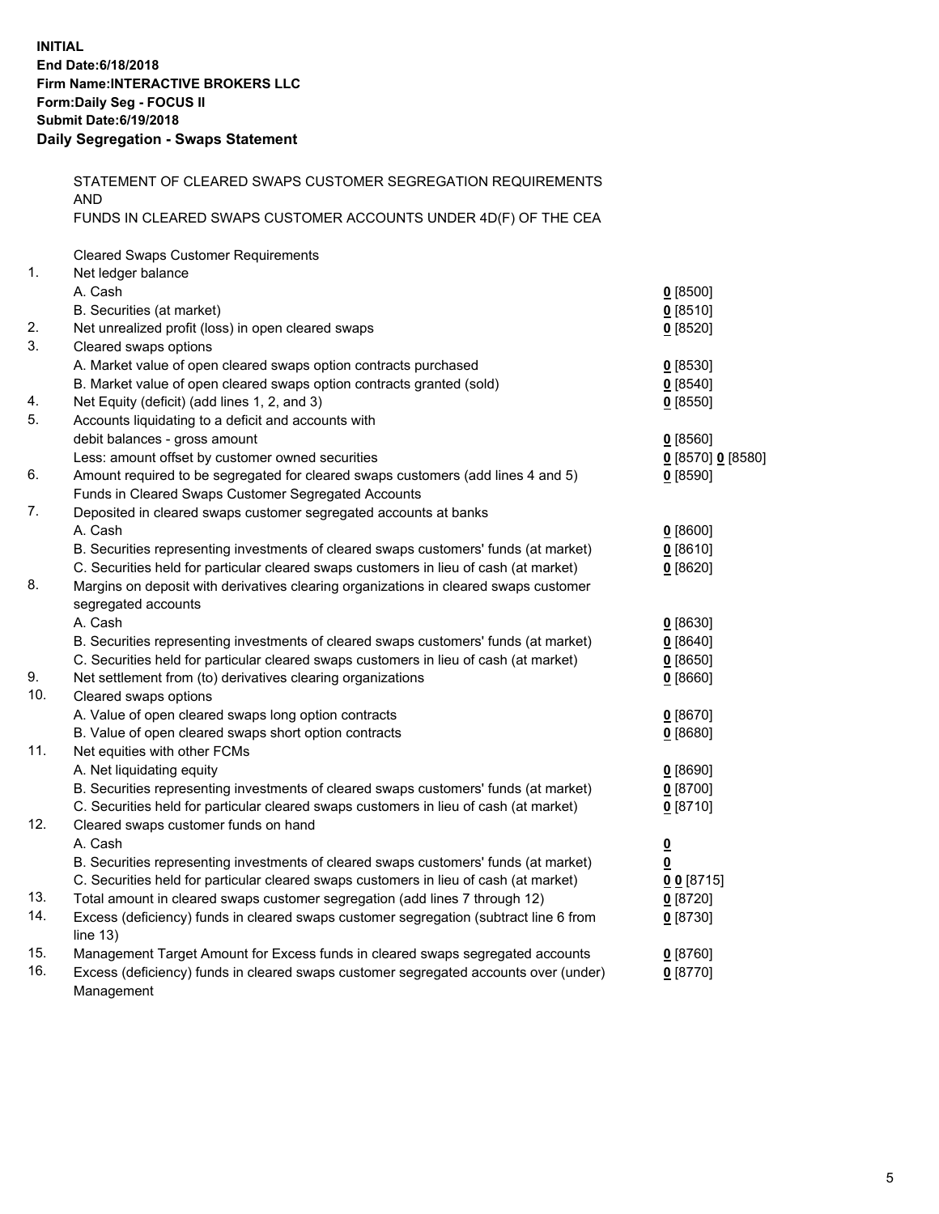**INITIAL**
**End Date:6/18/2018**
**Firm Name:INTERACTIVE BROKERS LLC**
**Form:Daily Seg - FOCUS II**
**Submit Date:6/19/2018**
**Daily Segregation - Swaps Statement**

STATEMENT OF CLEARED SWAPS CUSTOMER SEGREGATION REQUIREMENTS AND FUNDS IN CLEARED SWAPS CUSTOMER ACCOUNTS UNDER 4D(F) OF THE CEA

| | | |
|---|---|---|
| | Cleared Swaps Customer Requirements | |
| 1. | Net ledger balance | |
| | A. Cash | 0 [8500] |
| | B. Securities (at market) | 0 [8510] |
| 2. | Net unrealized profit (loss) in open cleared swaps | 0 [8520] |
| 3. | Cleared swaps options | |
| | A. Market value of open cleared swaps option contracts purchased | 0 [8530] |
| | B. Market value of open cleared swaps option contracts granted (sold) | 0 [8540] |
| 4. | Net Equity (deficit) (add lines 1, 2, and 3) | 0 [8550] |
| 5. | Accounts liquidating to a deficit and accounts with | |
| | debit balances - gross amount | 0 [8560] |
| | Less: amount offset by customer owned securities | 0 [8570] 0 [8580] |
| 6. | Amount required to be segregated for cleared swaps customers (add lines 4 and 5) | 0 [8590] |
| | Funds in Cleared Swaps Customer Segregated Accounts | |
| 7. | Deposited in cleared swaps customer segregated accounts at banks | |
| | A. Cash | 0 [8600] |
| | B. Securities representing investments of cleared swaps customers' funds (at market) | 0 [8610] |
| | C. Securities held for particular cleared swaps customers in lieu of cash (at market) | 0 [8620] |
| 8. | Margins on deposit with derivatives clearing organizations in cleared swaps customer segregated accounts | |
| | A. Cash | 0 [8630] |
| | B. Securities representing investments of cleared swaps customers' funds (at market) | 0 [8640] |
| | C. Securities held for particular cleared swaps customers in lieu of cash (at market) | 0 [8650] |
| 9. | Net settlement from (to) derivatives clearing organizations | 0 [8660] |
| 10. | Cleared swaps options | |
| | A. Value of open cleared swaps long option contracts | 0 [8670] |
| | B. Value of open cleared swaps short option contracts | 0 [8680] |
| 11. | Net equities with other FCMs | |
| | A. Net liquidating equity | 0 [8690] |
| | B. Securities representing investments of cleared swaps customers' funds (at market) | 0 [8700] |
| | C. Securities held for particular cleared swaps customers in lieu of cash (at market) | 0 [8710] |
| 12. | Cleared swaps customer funds on hand | |
| | A. Cash | 0 |
| | B. Securities representing investments of cleared swaps customers' funds (at market) | 0 |
| | C. Securities held for particular cleared swaps customers in lieu of cash (at market) | 0 0 [8715] |
| 13. | Total amount in cleared swaps customer segregation (add lines 7 through 12) | 0 [8720] |
| 14. | Excess (deficiency) funds in cleared swaps customer segregation (subtract line 6 from line 13) | 0 [8730] |
| 15. | Management Target Amount for Excess funds in cleared swaps segregated accounts | 0 [8760] |
| 16. | Excess (deficiency) funds in cleared swaps customer segregated accounts over (under) Management | 0 [8770] |